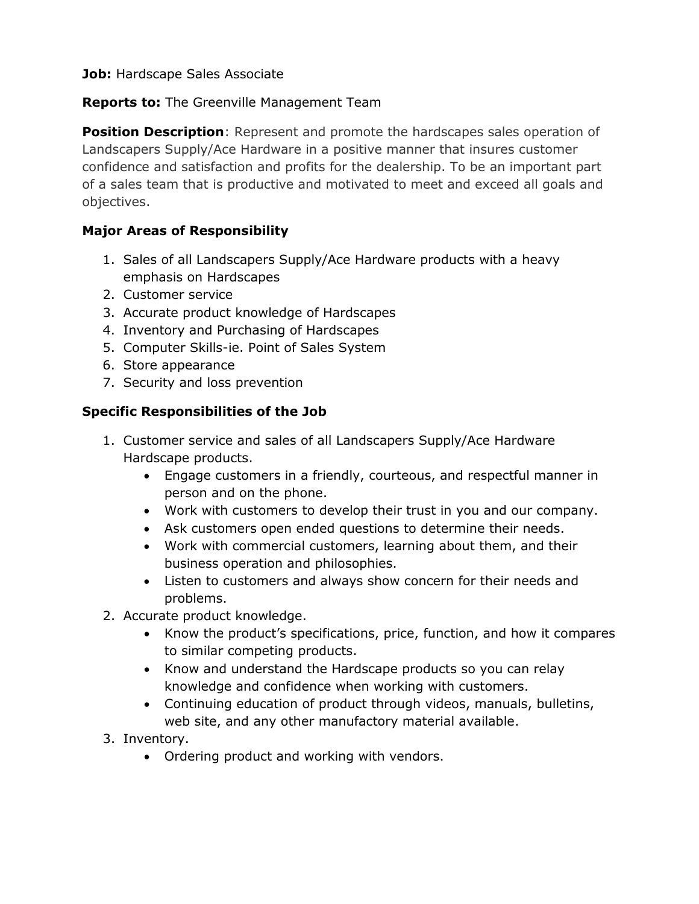**Job:** Hardscape Sales Associate

**Reports to:** The Greenville Management Team

**Position Description**: Represent and promote the hardscapes sales operation of Landscapers Supply/Ace Hardware in a positive manner that insures customer confidence and satisfaction and profits for the dealership. To be an important part of a sales team that is productive and motivated to meet and exceed all goals and objectives.

**Major Areas of Responsibility**

1. Sales of all Landscapers Supply/Ace Hardware products with a heavy emphasis on Hardscapes
2. Customer service
3. Accurate product knowledge of Hardscapes
4. Inventory and Purchasing of Hardscapes
5. Computer Skills-ie. Point of Sales System
6. Store appearance
7. Security and loss prevention

**Specific Responsibilities of the Job**

1. Customer service and sales of all Landscapers Supply/Ace Hardware Hardscape products.
   - Engage customers in a friendly, courteous, and respectful manner in person and on the phone.
   - Work with customers to develop their trust in you and our company.
   - Ask customers open ended questions to determine their needs.
   - Work with commercial customers, learning about them, and their business operation and philosophies.
   - Listen to customers and always show concern for their needs and problems.
2. Accurate product knowledge.
   - Know the product's specifications, price, function, and how it compares to similar competing products.
   - Know and understand the Hardscape products so you can relay knowledge and confidence when working with customers.
   - Continuing education of product through videos, manuals, bulletins, web site, and any other manufactory material available.
3. Inventory.
   - Ordering product and working with vendors.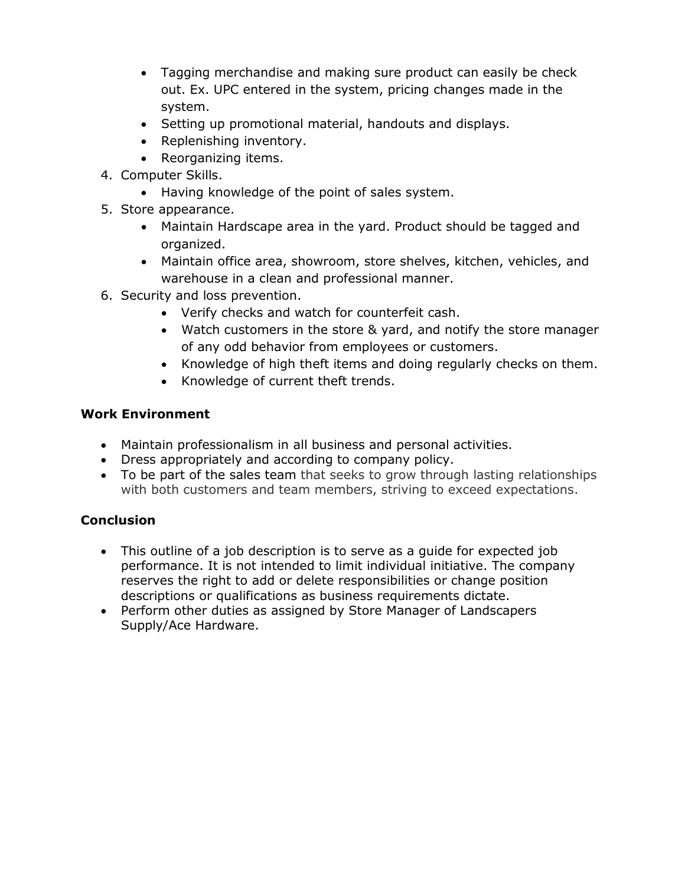- Tagging merchandise and making sure product can easily be check out. Ex. UPC entered in the system, pricing changes made in the system.
- Setting up promotional material, handouts and displays.
- Replenishing inventory.
- Reorganizing items.

4. Computer Skills.
    - Having knowledge of the point of sales system.
5. Store appearance.
    - Maintain Hardscape area in the yard. Product should be tagged and organized.
    - Maintain office area, showroom, store shelves, kitchen, vehicles, and warehouse in a clean and professional manner.
6. Security and loss prevention.
    - Verify checks and watch for counterfeit cash.
    - Watch customers in the store & yard, and notify the store manager of any odd behavior from employees or customers.
    - Knowledge of high theft items and doing regularly checks on them.
    - Knowledge of current theft trends.

**Work Environment**

- Maintain professionalism in all business and personal activities.
- Dress appropriately and according to company policy.
- To be part of the sales team that seeks to grow through lasting relationships with both customers and team members, striving to exceed expectations.

**Conclusion**

- This outline of a job description is to serve as a guide for expected job performance. It is not intended to limit individual initiative. The company reserves the right to add or delete responsibilities or change position descriptions or qualifications as business requirements dictate.
- Perform other duties as assigned by Store Manager of Landscapers Supply/Ace Hardware.